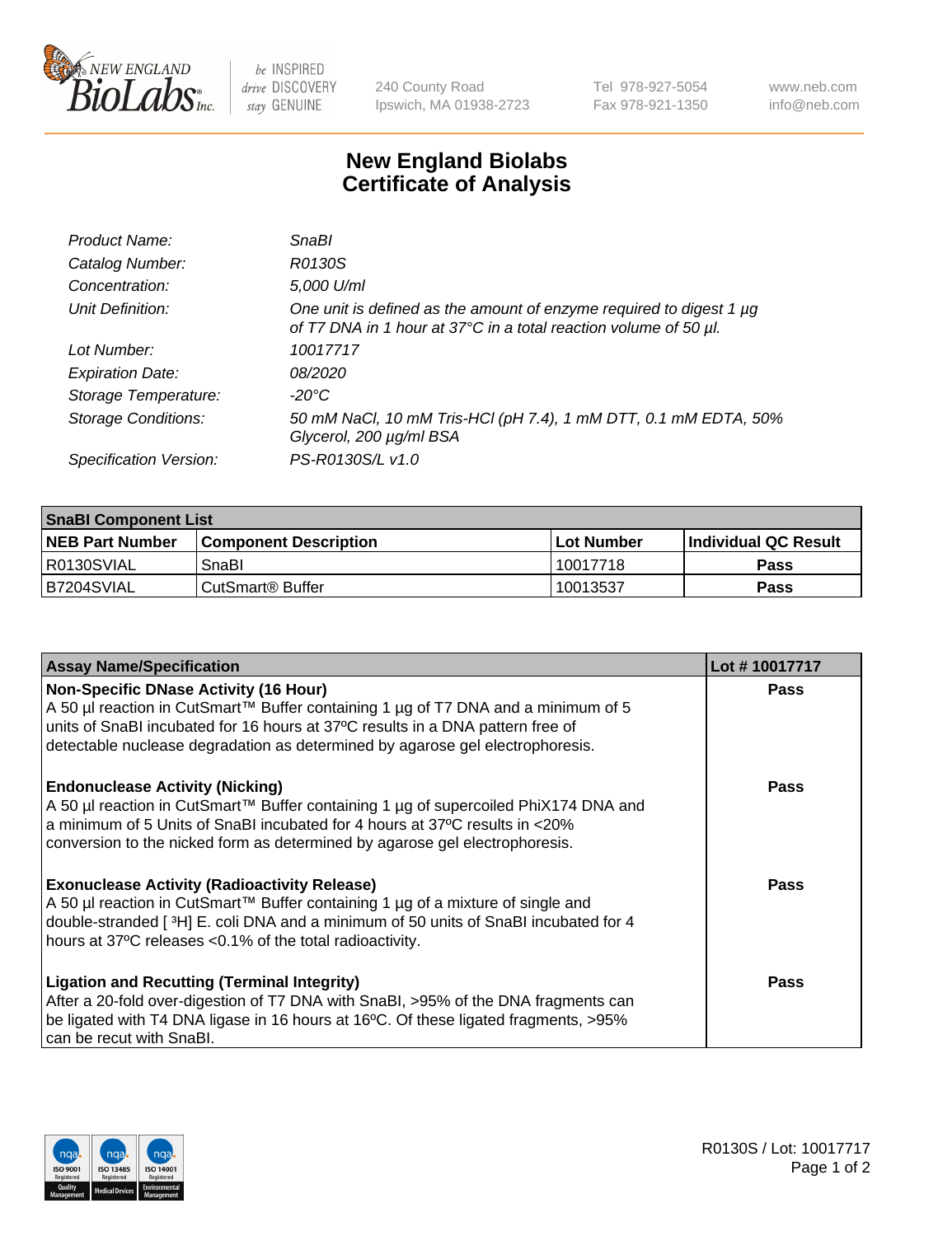# New England Biolabs
# Certificate of Analysis

| | |
|---|---|
| *Product Name:* | *SnaBI* |
| *Catalog Number:* | *R0130S* |
| *Concentration:* | *5,000 U/ml* |
| *Unit Definition:* | *One unit is defined as the amount of enzyme required to digest 1 µg of T7 DNA in 1 hour at 37°C in a total reaction volume of 50 µl.* |
| *Lot Number:* | *10017717* |
| *Expiration Date:* | *08/2020* |
| *Storage Temperature:* | *-20°C* |
| *Storage Conditions:* | *50 mM NaCl, 10 mM Tris-HCl (pH 7.4), 1 mM DTT, 0.1 mM EDTA, 50% Glycerol, 200 µg/ml BSA* |
| *Specification Version:* | *PS-R0130S/L v1.0* |

| SnaBI Component List | | | |
|---|---|---|---|
| **NEB Part Number** | **Component Description** | **Lot Number** | **Individual QC Result** |
| R0130SVIAL | SnaBI | 10017718 | **Pass** |
| B7204SVIAL | CutSmart® Buffer | 10013537 | **Pass** |

| Assay Name/Specification | Lot # 10017717 |
|---|---|
| **Non-Specific DNase Activity (16 Hour)** A 50 µl reaction in CutSmart™ Buffer containing 1 µg of T7 DNA and a minimum of 5 units of SnaBI incubated for 16 hours at 37ºC results in a DNA pattern free of detectable nuclease degradation as determined by agarose gel electrophoresis. | **Pass** |
| **Endonuclease Activity (Nicking)** A 50 µl reaction in CutSmart™ Buffer containing 1 µg of supercoiled PhiX174 DNA and a minimum of 5 Units of SnaBI incubated for 4 hours at 37ºC results in <20% conversion to the nicked form as determined by agarose gel electrophoresis. | **Pass** |
| **Exonuclease Activity (Radioactivity Release)** A 50 µl reaction in CutSmart™ Buffer containing 1 µg of a mixture of single and double-stranded [ $^3$H] E. coli DNA and a minimum of 50 units of SnaBI incubated for 4 hours at 37ºC releases <0.1% of the total radioactivity. | **Pass** |
| **Ligation and Recutting (Terminal Integrity)** After a 20-fold over-digestion of T7 DNA with SnaBI, >95% of the DNA fragments can be ligated with T4 DNA ligase in 16 hours at 16ºC. Of these ligated fragments, >95% can be recut with SnaBI. | **Pass** |

R0130S / Lot: 10017717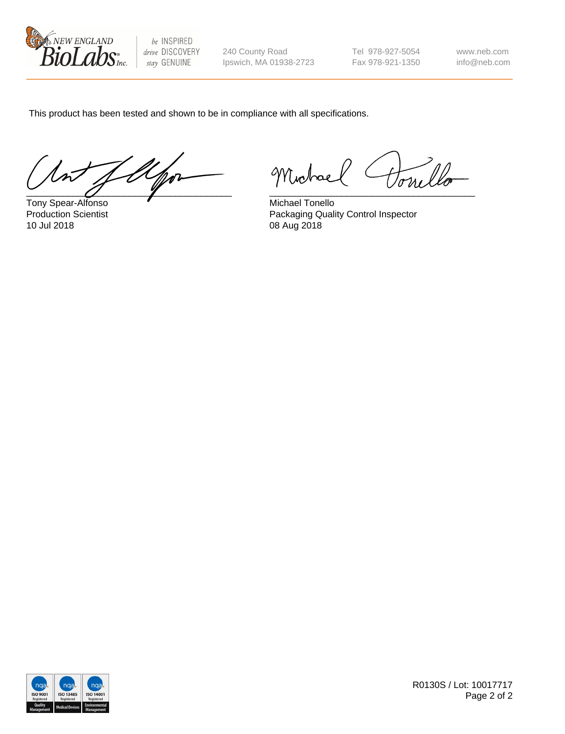This product has been tested and shown to be in compliance with all specifications.

Tony Spear-Alfonso
Production Scientist
10 Jul 2018

Michael Tonello
Packaging Quality Control Inspector
08 Aug 2018

R0130S / Lot: 10017717